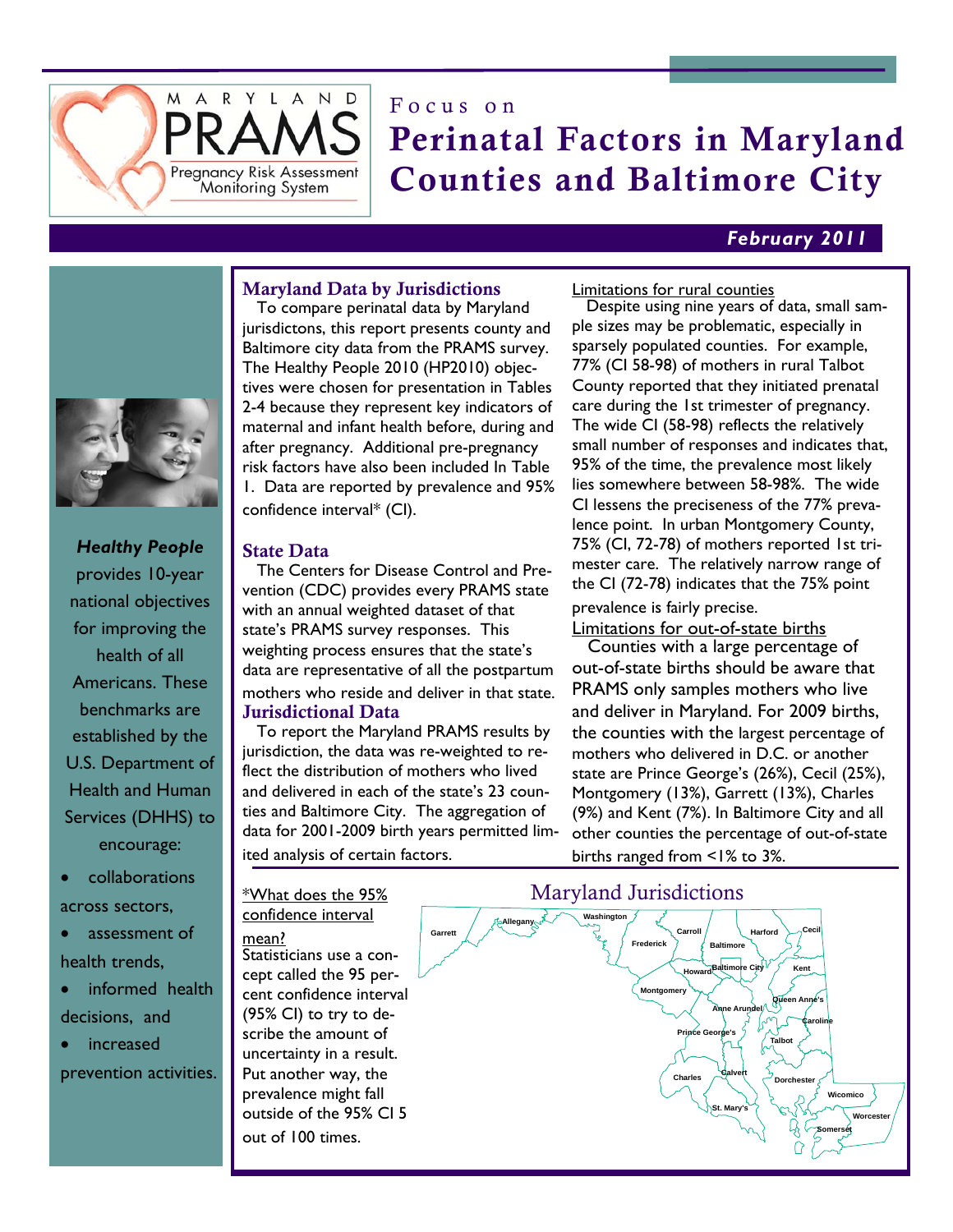MARYLAND PRAMS
Pregnancy Risk Assessment Monitoring System

# Focus on Perinatal Factors in Maryland Counties and Baltimore City

***February 2011***

***Healthy People*** provides 10-year national objectives for improving the health of all Americans. These benchmarks are established by the U.S. Department of Health and Human Services (DHHS) to encourage:

- collaborations across sectors,
- assessment of health trends,
- informed health decisions, and
- increased prevention activities.

## Maryland Data by Jurisdictions

To compare perinatal data by Maryland jurisdictons, this report presents county and Baltimore city data from the PRAMS survey. The Healthy People 2010 (HP2010) objectives were chosen for presentation in Tables 2-4 because they represent key indicators of maternal and infant health before, during and after pregnancy. Additional pre-pregnancy risk factors have also been included In Table 1. Data are reported by prevalence and 95% confidence interval* (CI).

## State Data

The Centers for Disease Control and Prevention (CDC) provides every PRAMS state with an annual weighted dataset of that state's PRAMS survey responses. This weighting process ensures that the state's data are representative of all the postpartum mothers who reside and deliver in that state.

## Jurisdictional Data

To report the Maryland PRAMS results by jurisdiction, the data was re-weighted to reflect the distribution of mothers who lived and delivered in each of the state's 23 counties and Baltimore City. The aggregation of data for 2001-2009 birth years permitted limited analysis of certain factors.

Limitations for rural counties

Despite using nine years of data, small sample sizes may be problematic, especially in sparsely populated counties. For example, 77% (CI 58-98) of mothers in rural Talbot County reported that they initiated prenatal care during the 1st trimester of pregnancy. The wide CI (58-98) reflects the relatively small number of responses and indicates that, 95% of the time, the prevalence most likely lies somewhere between 58-98%. The wide CI lessens the preciseness of the 77% prevalence point. In urban Montgomery County, 75% (CI, 72-78) of mothers reported 1st trimester care. The relatively narrow range of the CI (72-78) indicates that the 75% point prevalence is fairly precise.

Limitations for out-of-state births

Counties with a large percentage of out-of-state births should be aware that PRAMS only samples mothers who live and deliver in Maryland. For 2009 births, the counties with the largest percentage of mothers who delivered in D.C. or another state are Prince George's (26%), Cecil (25%), Montgomery (13%), Garrett (13%), Charles (9%) and Kent (7%). In Baltimore City and all other counties the percentage of out-of-state births ranged from <1% to 3%.

*What does the 95% confidence interval mean?

Statisticians use a concept called the 95 percent confidence interval (95% CI) to try to describe the amount of uncertainty in a result. Put another way, the prevalence might fall outside of the 95% CI 5 out of 100 times.

## Maryland Jurisdictions

Garrett, Allegany, Washington, Frederick, Carroll, Baltimore, Harford, Cecil, Howard, Baltimore City, Kent, Montgomery, Anne Arundel, Queen Anne's, Caroline, Prince George's, Talbot, Calvert, Charles, Dorchester, St. Mary's, Wicomico, Worcester, Somerset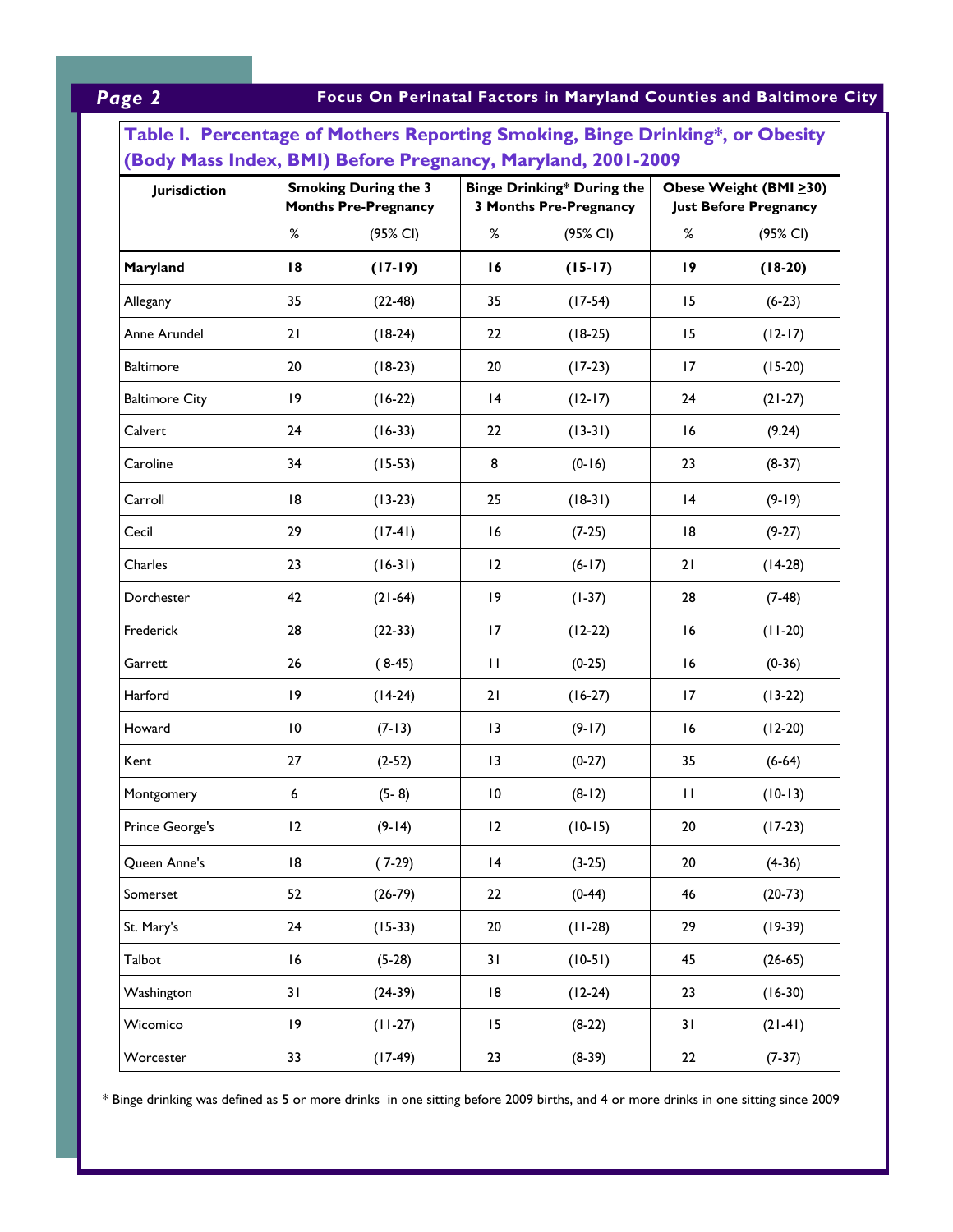## Table I. Percentage of Mothers Reporting Smoking, Binge Drinking*, or Obesity (Body Mass Index, BMI) Before Pregnancy, Maryland, 2001-2009

| Jurisdiction | Smoking During the 3 Months Pre-Pregnancy | | Binge Drinking* During the 3 Months Pre-Pregnancy | | Obese Weight (BMI ≥30) Just Before Pregnancy | |
|---|---|---|---|---|---|---|
| | % | (95% CI) | % | (95% CI) | % | (95% CI) |
| **Maryland** | **18** | **(17-19)** | **16** | **(15-17)** | **19** | **(18-20)** |
| Allegany | 35 | (22-48) | 35 | (17-54) | 15 | (6-23) |
| Anne Arundel | 21 | (18-24) | 22 | (18-25) | 15 | (12-17) |
| Baltimore | 20 | (18-23) | 20 | (17-23) | 17 | (15-20) |
| Baltimore City | 19 | (16-22) | 14 | (12-17) | 24 | (21-27) |
| Calvert | 24 | (16-33) | 22 | (13-31) | 16 | (9.24) |
| Caroline | 34 | (15-53) | 8 | (0-16) | 23 | (8-37) |
| Carroll | 18 | (13-23) | 25 | (18-31) | 14 | (9-19) |
| Cecil | 29 | (17-41) | 16 | (7-25) | 18 | (9-27) |
| Charles | 23 | (16-31) | 12 | (6-17) | 21 | (14-28) |
| Dorchester | 42 | (21-64) | 19 | (1-37) | 28 | (7-48) |
| Frederick | 28 | (22-33) | 17 | (12-22) | 16 | (11-20) |
| Garrett | 26 | ( 8-45) | 11 | (0-25) | 16 | (0-36) |
| Harford | 19 | (14-24) | 21 | (16-27) | 17 | (13-22) |
| Howard | 10 | (7-13) | 13 | (9-17) | 16 | (12-20) |
| Kent | 27 | (2-52) | 13 | (0-27) | 35 | (6-64) |
| Montgomery | 6 | (5- 8) | 10 | (8-12) | 11 | (10-13) |
| Prince George's | 12 | (9-14) | 12 | (10-15) | 20 | (17-23) |
| Queen Anne's | 18 | ( 7-29) | 14 | (3-25) | 20 | (4-36) |
| Somerset | 52 | (26-79) | 22 | (0-44) | 46 | (20-73) |
| St. Mary's | 24 | (15-33) | 20 | (11-28) | 29 | (19-39) |
| Talbot | 16 | (5-28) | 31 | (10-51) | 45 | (26-65) |
| Washington | 31 | (24-39) | 18 | (12-24) | 23 | (16-30) |
| Wicomico | 19 | (11-27) | 15 | (8-22) | 31 | (21-41) |
| Worcester | 33 | (17-49) | 23 | (8-39) | 22 | (7-37) |

* Binge drinking was defined as 5 or more drinks in one sitting before 2009 births, and 4 or more drinks in one sitting since 2009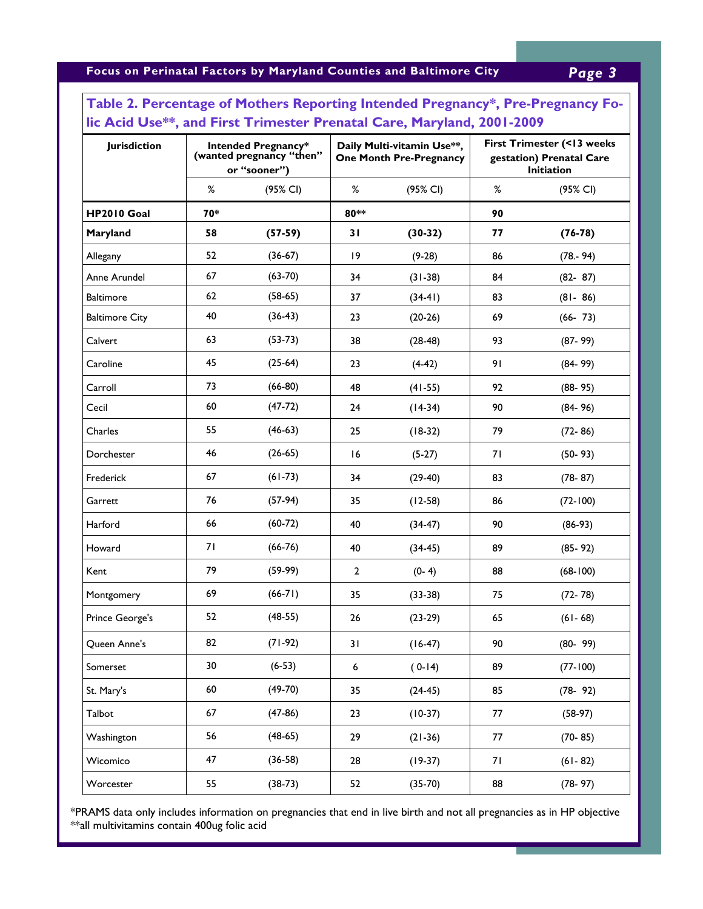### Table 2. Percentage of Mothers Reporting Intended Pregnancy*, Pre-Pregnancy Folic Acid Use**, and First Trimester Prenatal Care, Maryland, 2001-2009

| Jurisdiction | Intended Pregnancy* (wanted pregnancy "then" or "sooner") | | Daily Multi-vitamin Use**, One Month Pre-Pregnancy | | First Trimester (<13 weeks gestation) Prenatal Care Initiation | |
|---|---|---|---|---|---|---|
| | % | (95% CI) | % | (95% CI) | % | (95% CI) |
| **HP2010 Goal** | **70*** | | **80**** | | **90** | |
| **Maryland** | **58** | **(57-59)** | **31** | **(30-32)** | **77** | **(76-78)** |
| Allegany | 52 | (36-67) | 19 | (9-28) | 86 | (78.- 94) |
| Anne Arundel | 67 | (63-70) | 34 | (31-38) | 84 | (82- 87) |
| Baltimore | 62 | (58-65) | 37 | (34-41) | 83 | (81- 86) |
| Baltimore City | 40 | (36-43) | 23 | (20-26) | 69 | (66- 73) |
| Calvert | 63 | (53-73) | 38 | (28-48) | 93 | (87- 99) |
| Caroline | 45 | (25-64) | 23 | (4-42) | 91 | (84- 99) |
| Carroll | 73 | (66-80) | 48 | (41-55) | 92 | (88- 95) |
| Cecil | 60 | (47-72) | 24 | (14-34) | 90 | (84- 96) |
| Charles | 55 | (46-63) | 25 | (18-32) | 79 | (72- 86) |
| Dorchester | 46 | (26-65) | 16 | (5-27) | 71 | (50- 93) |
| Frederick | 67 | (61-73) | 34 | (29-40) | 83 | (78- 87) |
| Garrett | 76 | (57-94) | 35 | (12-58) | 86 | (72-100) |
| Harford | 66 | (60-72) | 40 | (34-47) | 90 | (86-93) |
| Howard | 71 | (66-76) | 40 | (34-45) | 89 | (85- 92) |
| Kent | 79 | (59-99) | 2 | (0- 4) | 88 | (68-100) |
| Montgomery | 69 | (66-71) | 35 | (33-38) | 75 | (72- 78) |
| Prince George's | 52 | (48-55) | 26 | (23-29) | 65 | (61- 68) |
| Queen Anne's | 82 | (71-92) | 31 | (16-47) | 90 | (80- 99) |
| Somerset | 30 | (6-53) | 6 | ( 0-14) | 89 | (77-100) |
| St. Mary's | 60 | (49-70) | 35 | (24-45) | 85 | (78- 92) |
| Talbot | 67 | (47-86) | 23 | (10-37) | 77 | (58-97) |
| Washington | 56 | (48-65) | 29 | (21-36) | 77 | (70- 85) |
| Wicomico | 47 | (36-58) | 28 | (19-37) | 71 | (61- 82) |
| Worcester | 55 | (38-73) | 52 | (35-70) | 88 | (78- 97) |

*PRAMS data only includes information on pregnancies that end in live birth and not all pregnancies as in HP objective
**all multivitamins contain 400ug folic acid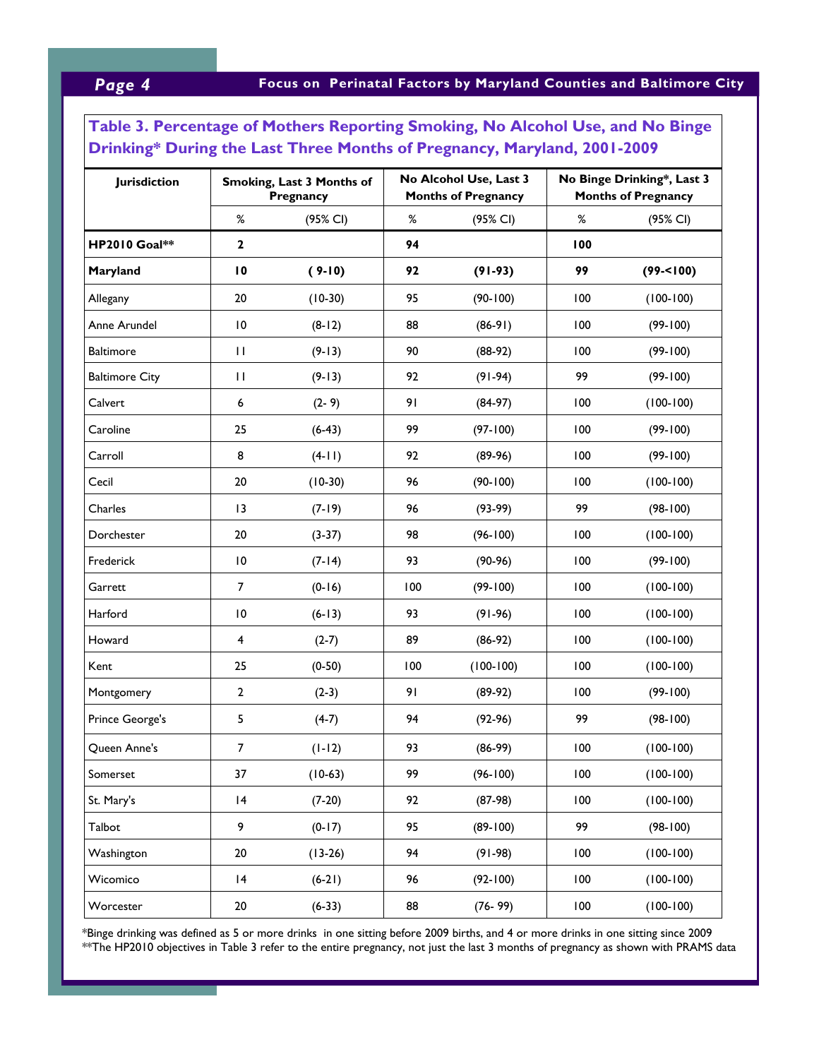## Table 3. Percentage of Mothers Reporting Smoking, No Alcohol Use, and No Binge Drinking* During the Last Three Months of Pregnancy, Maryland, 2001-2009

| Jurisdiction | Smoking, Last 3 Months of Pregnancy | | No Alcohol Use, Last 3 Months of Pregnancy | | No Binge Drinking*, Last 3 Months of Pregnancy | |
|---|---|---|---|---|---|---|
| | % | (95% CI) | % | (95% CI) | % | (95% CI) |
| **HP2010 Goal**** | **2** | | **94** | | **100** | |
| **Maryland** | **10** | **( 9-10)** | **92** | **(91-93)** | **99** | **(99-<100)** |
| Allegany | 20 | (10-30) | 95 | (90-100) | 100 | (100-100) |
| Anne Arundel | 10 | (8-12) | 88 | (86-91) | 100 | (99-100) |
| Baltimore | 11 | (9-13) | 90 | (88-92) | 100 | (99-100) |
| Baltimore City | 11 | (9-13) | 92 | (91-94) | 99 | (99-100) |
| Calvert | 6 | (2- 9) | 91 | (84-97) | 100 | (100-100) |
| Caroline | 25 | (6-43) | 99 | (97-100) | 100 | (99-100) |
| Carroll | 8 | (4-11) | 92 | (89-96) | 100 | (99-100) |
| Cecil | 20 | (10-30) | 96 | (90-100) | 100 | (100-100) |
| Charles | 13 | (7-19) | 96 | (93-99) | 99 | (98-100) |
| Dorchester | 20 | (3-37) | 98 | (96-100) | 100 | (100-100) |
| Frederick | 10 | (7-14) | 93 | (90-96) | 100 | (99-100) |
| Garrett | 7 | (0-16) | 100 | (99-100) | 100 | (100-100) |
| Harford | 10 | (6-13) | 93 | (91-96) | 100 | (100-100) |
| Howard | 4 | (2-7) | 89 | (86-92) | 100 | (100-100) |
| Kent | 25 | (0-50) | 100 | (100-100) | 100 | (100-100) |
| Montgomery | 2 | (2-3) | 91 | (89-92) | 100 | (99-100) |
| Prince George's | 5 | (4-7) | 94 | (92-96) | 99 | (98-100) |
| Queen Anne's | 7 | (1-12) | 93 | (86-99) | 100 | (100-100) |
| Somerset | 37 | (10-63) | 99 | (96-100) | 100 | (100-100) |
| St. Mary's | 14 | (7-20) | 92 | (87-98) | 100 | (100-100) |
| Talbot | 9 | (0-17) | 95 | (89-100) | 99 | (98-100) |
| Washington | 20 | (13-26) | 94 | (91-98) | 100 | (100-100) |
| Wicomico | 14 | (6-21) | 96 | (92-100) | 100 | (100-100) |
| Worcester | 20 | (6-33) | 88 | (76- 99) | 100 | (100-100) |

*Binge drinking was defined as 5 or more drinks in one sitting before 2009 births, and 4 or more drinks in one sitting since 2009

**The HP2010 objectives in Table 3 refer to the entire pregnancy, not just the last 3 months of pregnancy as shown with PRAMS data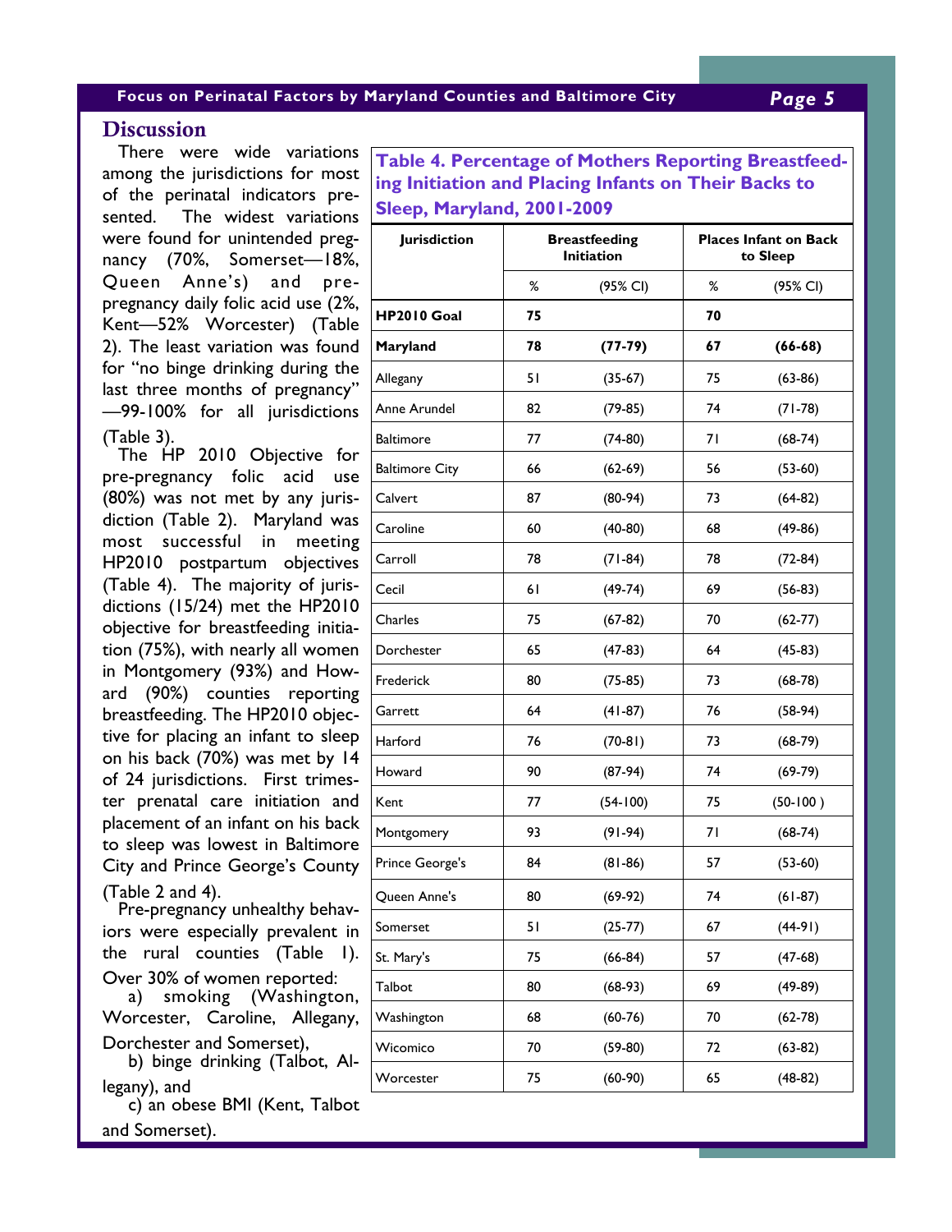## Discussion

There were wide variations among the jurisdictions for most of the perinatal indicators presented. The widest variations were found for unintended pregnancy (70%, Somerset—18%, Queen Anne's) and pre-pregnancy daily folic acid use (2%, Kent—52% Worcester) (Table 2). The least variation was found for "no binge drinking during the last three months of pregnancy" —99-100% for all jurisdictions (Table 3).

The HP 2010 Objective for pre-pregnancy folic acid use (80%) was not met by any jurisdiction (Table 2). Maryland was most successful in meeting HP2010 postpartum objectives (Table 4). The majority of jurisdictions (15/24) met the HP2010 objective for breastfeeding initiation (75%), with nearly all women in Montgomery (93%) and Howard (90%) counties reporting breastfeeding. The HP2010 objective for placing an infant to sleep on his back (70%) was met by 14 of 24 jurisdictions. First trimester prenatal care initiation and placement of an infant on his back to sleep was lowest in Baltimore City and Prince George's County (Table 2 and 4).

Pre-pregnancy unhealthy behaviors were especially prevalent in the rural counties (Table 1). Over 30% of women reported:

a) smoking (Washington, Worcester, Caroline, Allegany, Dorchester and Somerset),

b) binge drinking (Talbot, Allegany), and

c) an obese BMI (Kent, Talbot and Somerset).

**Table 4. Percentage of Mothers Reporting Breastfeeding Initiation and Placing Infants on Their Backs to Sleep, Maryland, 2001-2009**

| Jurisdiction | Breastfeeding Initiation | | Places Infant on Back to Sleep | |
|---|---|---|---|---|
| | % | (95% CI) | % | (95% CI) |
| **HP2010 Goal** | **75** | | **70** | |
| **Maryland** | **78** | **(77-79)** | **67** | **(66-68)** |
| Allegany | 51 | (35-67) | 75 | (63-86) |
| Anne Arundel | 82 | (79-85) | 74 | (71-78) |
| Baltimore | 77 | (74-80) | 71 | (68-74) |
| Baltimore City | 66 | (62-69) | 56 | (53-60) |
| Calvert | 87 | (80-94) | 73 | (64-82) |
| Caroline | 60 | (40-80) | 68 | (49-86) |
| Carroll | 78 | (71-84) | 78 | (72-84) |
| Cecil | 61 | (49-74) | 69 | (56-83) |
| Charles | 75 | (67-82) | 70 | (62-77) |
| Dorchester | 65 | (47-83) | 64 | (45-83) |
| Frederick | 80 | (75-85) | 73 | (68-78) |
| Garrett | 64 | (41-87) | 76 | (58-94) |
| Harford | 76 | (70-81) | 73 | (68-79) |
| Howard | 90 | (87-94) | 74 | (69-79) |
| Kent | 77 | (54-100) | 75 | (50-100 ) |
| Montgomery | 93 | (91-94) | 71 | (68-74) |
| Prince George's | 84 | (81-86) | 57 | (53-60) |
| Queen Anne's | 80 | (69-92) | 74 | (61-87) |
| Somerset | 51 | (25-77) | 67 | (44-91) |
| St. Mary's | 75 | (66-84) | 57 | (47-68) |
| Talbot | 80 | (68-93) | 69 | (49-89) |
| Washington | 68 | (60-76) | 70 | (62-78) |
| Wicomico | 70 | (59-80) | 72 | (63-82) |
| Worcester | 75 | (60-90) | 65 | (48-82) |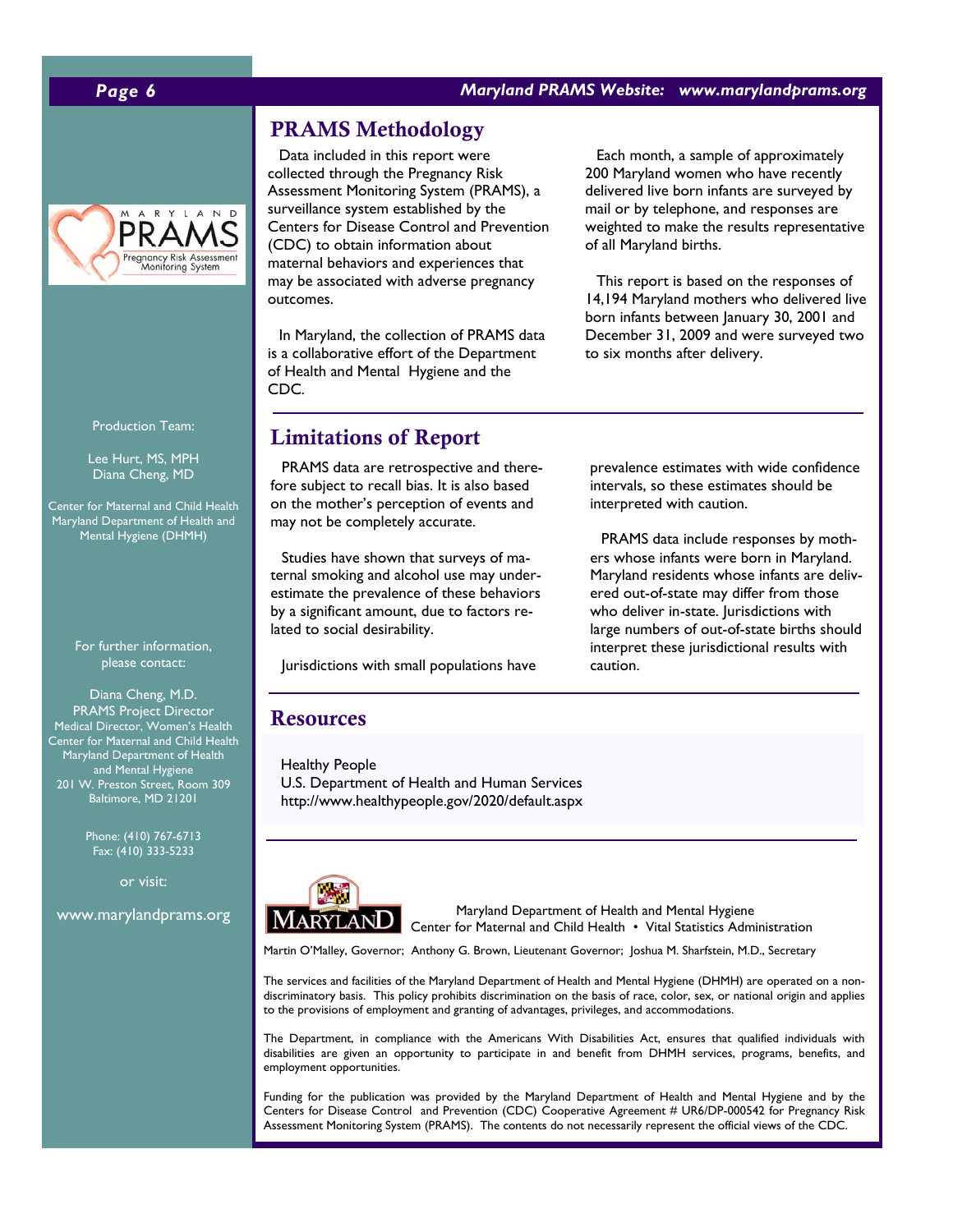## PRAMS Methodology

Data included in this report were collected through the Pregnancy Risk Assessment Monitoring System (PRAMS), a surveillance system established by the Centers for Disease Control and Prevention (CDC) to obtain information about maternal behaviors and experiences that may be associated with adverse pregnancy outcomes.

In Maryland, the collection of PRAMS data is a collaborative effort of the Department of Health and Mental Hygiene and the CDC.

Each month, a sample of approximately 200 Maryland women who have recently delivered live born infants are surveyed by mail or by telephone, and responses are weighted to make the results representative of all Maryland births.

This report is based on the responses of 14,194 Maryland mothers who delivered live born infants between January 30, 2001 and December 31, 2009 and were surveyed two to six months after delivery.

## Limitations of Report

PRAMS data are retrospective and therefore subject to recall bias. It is also based on the mother's perception of events and may not be completely accurate.

Studies have shown that surveys of maternal smoking and alcohol use may underestimate the prevalence of these behaviors by a significant amount, due to factors related to social desirability.

Jurisdictions with small populations have prevalence estimates with wide confidence intervals, so these estimates should be interpreted with caution.

PRAMS data include responses by mothers whose infants were born in Maryland. Maryland residents whose infants are delivered out-of-state may differ from those who deliver in-state. Jurisdictions with large numbers of out-of-state births should interpret these jurisdictional results with caution.

## Resources

Healthy People
U.S. Department of Health and Human Services
http://www.healthypeople.gov/2020/default.aspx

Maryland Department of Health and Mental Hygiene
Center for Maternal and Child Health • Vital Statistics Administration

Martin O'Malley, Governor; Anthony G. Brown, Lieutenant Governor; Joshua M. Sharfstein, M.D., Secretary

The services and facilities of the Maryland Department of Health and Mental Hygiene (DHMH) are operated on a non-discriminatory basis. This policy prohibits discrimination on the basis of race, color, sex, or national origin and applies to the provisions of employment and granting of advantages, privileges, and accommodations.

The Department, in compliance with the Americans With Disabilities Act, ensures that qualified individuals with disabilities are given an opportunity to participate in and benefit from DHMH services, programs, benefits, and employment opportunities.

Funding for the publication was provided by the Maryland Department of Health and Mental Hygiene and by the Centers for Disease Control and Prevention (CDC) Cooperative Agreement # UR6/DP-000542 for Pregnancy Risk Assessment Monitoring System (PRAMS). The contents do not necessarily represent the official views of the CDC.

---

Maryland PRAMS — Pregnancy Risk Assessment Monitoring System

Production Team:

Lee Hurt, MS, MPH
Diana Cheng, MD

Center for Maternal and Child Health
Maryland Department of Health and Mental Hygiene (DHMH)

For further information, please contact:

Diana Cheng, M.D.
PRAMS Project Director
Medical Director, Women's Health
Center for Maternal and Child Health
Maryland Department of Health and Mental Hygiene
201 W. Preston Street, Room 309
Baltimore, MD 21201

Phone: (410) 767-6713
Fax: (410) 333-5233

or visit:

www.marylandprams.org